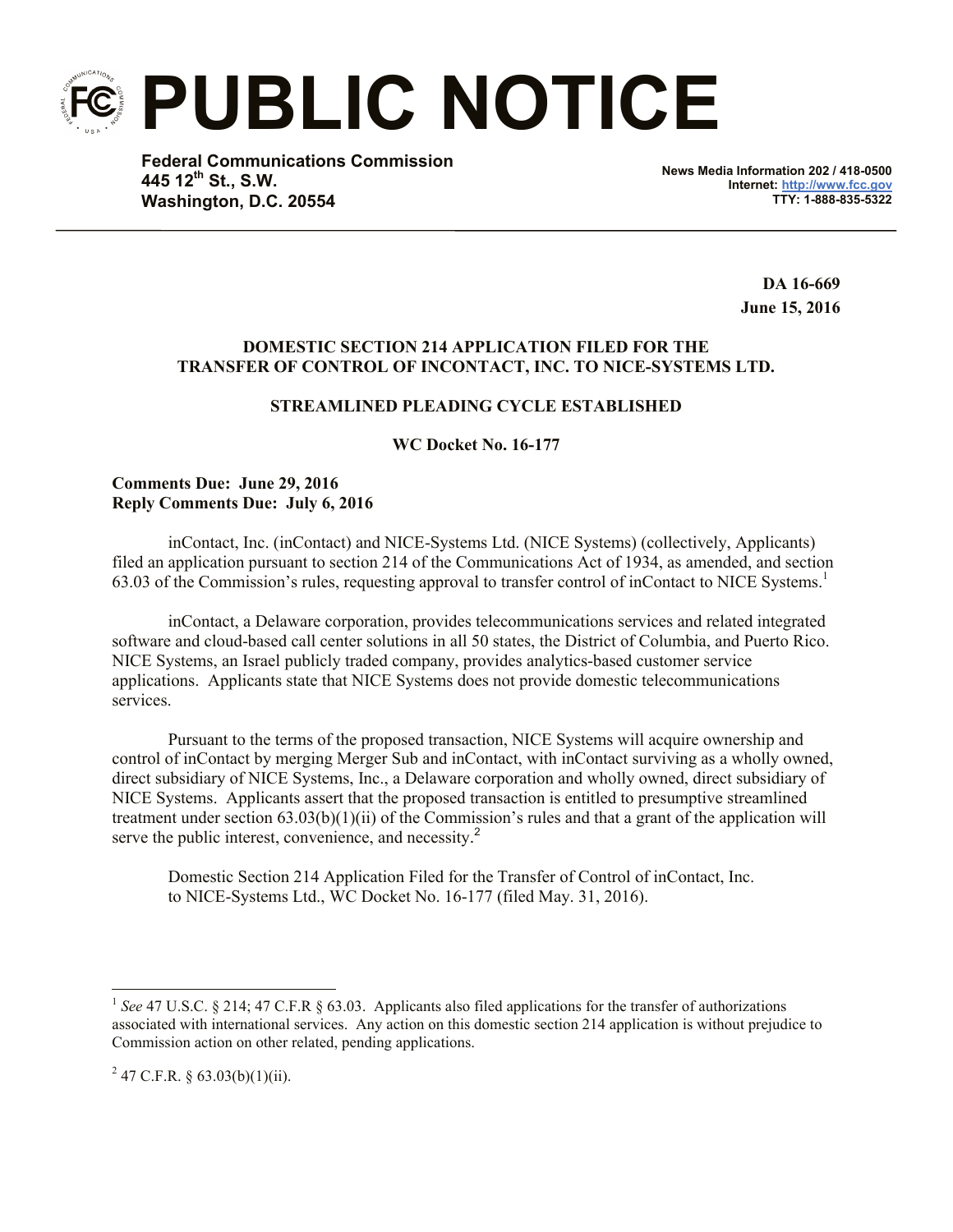# PUBLIC NOTICE

**Federal Communications Commission**
**445 12th St., S.W.**
**Washington, D.C. 20554**

**News Media Information 202 / 418-0500**
**Internet: http://www.fcc.gov**
**TTY: 1-888-835-5322**

**DA 16-669**
**June 15, 2016**

**DOMESTIC SECTION 214 APPLICATION FILED FOR THE TRANSFER OF CONTROL OF INCONTACT, INC. TO NICE-SYSTEMS LTD.**

**STREAMLINED PLEADING CYCLE ESTABLISHED**

**WC Docket No. 16-177**

**Comments Due: June 29, 2016**
**Reply Comments Due: July 6, 2016**

inContact, Inc. (inContact) and NICE-Systems Ltd. (NICE Systems) (collectively, Applicants) filed an application pursuant to section 214 of the Communications Act of 1934, as amended, and section 63.03 of the Commission's rules, requesting approval to transfer control of inContact to NICE Systems.[1]

inContact, a Delaware corporation, provides telecommunications services and related integrated software and cloud-based call center solutions in all 50 states, the District of Columbia, and Puerto Rico. NICE Systems, an Israel publicly traded company, provides analytics-based customer service applications. Applicants state that NICE Systems does not provide domestic telecommunications services.

Pursuant to the terms of the proposed transaction, NICE Systems will acquire ownership and control of inContact by merging Merger Sub and inContact, with inContact surviving as a wholly owned, direct subsidiary of NICE Systems, Inc., a Delaware corporation and wholly owned, direct subsidiary of NICE Systems. Applicants assert that the proposed transaction is entitled to presumptive streamlined treatment under section 63.03(b)(1)(ii) of the Commission's rules and that a grant of the application will serve the public interest, convenience, and necessity.[2]

Domestic Section 214 Application Filed for the Transfer of Control of inContact, Inc. to NICE-Systems Ltd., WC Docket No. 16-177 (filed May. 31, 2016).

---

[1] *See* 47 U.S.C. § 214; 47 C.F.R § 63.03. Applicants also filed applications for the transfer of authorizations associated with international services. Any action on this domestic section 214 application is without prejudice to Commission action on other related, pending applications.

[2] 47 C.F.R. § 63.03(b)(1)(ii).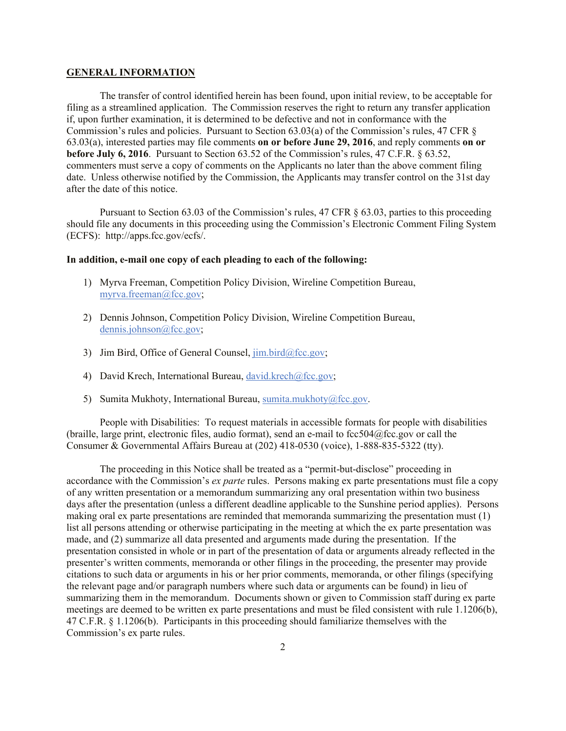## GENERAL INFORMATION

The transfer of control identified herein has been found, upon initial review, to be acceptable for filing as a streamlined application. The Commission reserves the right to return any transfer application if, upon further examination, it is determined to be defective and not in conformance with the Commission's rules and policies. Pursuant to Section 63.03(a) of the Commission's rules, 47 CFR § 63.03(a), interested parties may file comments **on or before June 29, 2016**, and reply comments **on or before July 6, 2016**. Pursuant to Section 63.52 of the Commission's rules, 47 C.F.R. § 63.52, commenters must serve a copy of comments on the Applicants no later than the above comment filing date. Unless otherwise notified by the Commission, the Applicants may transfer control on the 31st day after the date of this notice.

Pursuant to Section 63.03 of the Commission's rules, 47 CFR § 63.03, parties to this proceeding should file any documents in this proceeding using the Commission's Electronic Comment Filing System (ECFS): http://apps.fcc.gov/ecfs/.

**In addition, e-mail one copy of each pleading to each of the following:**

1) Myrva Freeman, Competition Policy Division, Wireline Competition Bureau, myrva.freeman@fcc.gov;
2) Dennis Johnson, Competition Policy Division, Wireline Competition Bureau, dennis.johnson@fcc.gov;
3) Jim Bird, Office of General Counsel, jim.bird@fcc.gov;
4) David Krech, International Bureau, david.krech@fcc.gov;
5) Sumita Mukhoty, International Bureau, sumita.mukhoty@fcc.gov.

People with Disabilities: To request materials in accessible formats for people with disabilities (braille, large print, electronic files, audio format), send an e-mail to fcc504@fcc.gov or call the Consumer & Governmental Affairs Bureau at (202) 418-0530 (voice), 1-888-835-5322 (tty).

The proceeding in this Notice shall be treated as a "permit-but-disclose" proceeding in accordance with the Commission's *ex parte* rules. Persons making ex parte presentations must file a copy of any written presentation or a memorandum summarizing any oral presentation within two business days after the presentation (unless a different deadline applicable to the Sunshine period applies). Persons making oral ex parte presentations are reminded that memoranda summarizing the presentation must (1) list all persons attending or otherwise participating in the meeting at which the ex parte presentation was made, and (2) summarize all data presented and arguments made during the presentation. If the presentation consisted in whole or in part of the presentation of data or arguments already reflected in the presenter's written comments, memoranda or other filings in the proceeding, the presenter may provide citations to such data or arguments in his or her prior comments, memoranda, or other filings (specifying the relevant page and/or paragraph numbers where such data or arguments can be found) in lieu of summarizing them in the memorandum. Documents shown or given to Commission staff during ex parte meetings are deemed to be written ex parte presentations and must be filed consistent with rule 1.1206(b), 47 C.F.R. § 1.1206(b). Participants in this proceeding should familiarize themselves with the Commission's ex parte rules.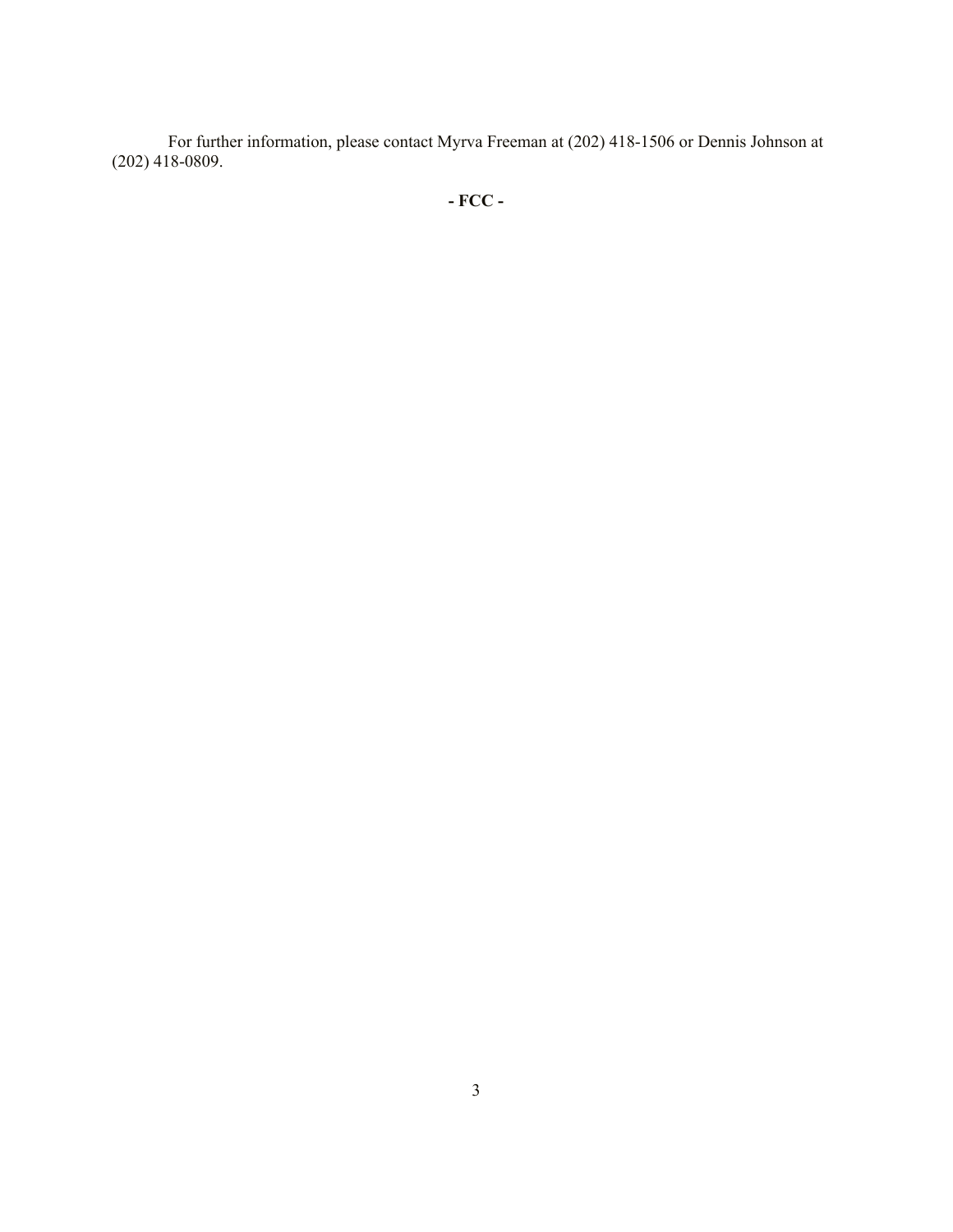For further information, please contact Myrva Freeman at (202) 418-1506 or Dennis Johnson at (202) 418-0809.

**- FCC -**